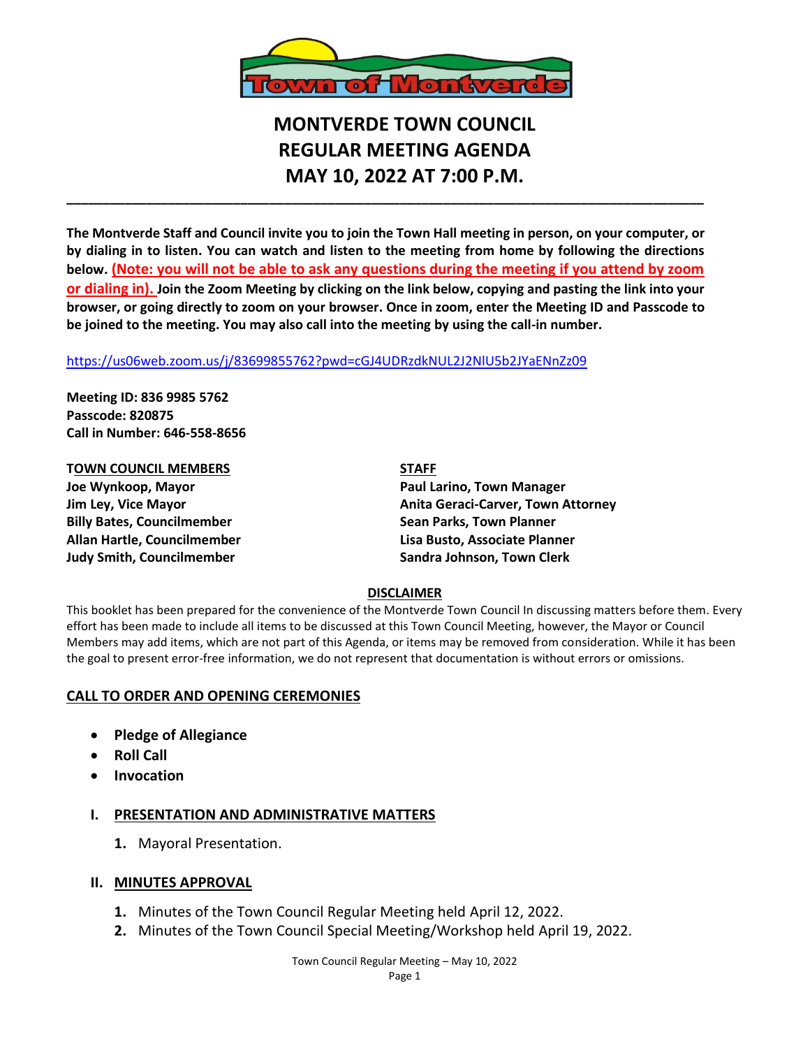# MONTVERDE TOWN COUNCIL
# REGULAR MEETING AGENDA
# MAY 10, 2022 AT 7:00 P.M.

---

**The Montverde Staff and Council invite you to join the Town Hall meeting in person, on your computer, or by dialing in to listen. You can watch and listen to the meeting from home by following the directions below. (Note: you will not be able to ask any questions during the meeting if you attend by zoom or dialing in). Join the Zoom Meeting by clicking on the link below, copying and pasting the link into your browser, or going directly to zoom on your browser. Once in zoom, enter the Meeting ID and Passcode to be joined to the meeting. You may also call into the meeting by using the call-in number.**

https://us06web.zoom.us/j/83699855762?pwd=cGJ4UDRzdkNUL2J2NlU5b2JYaENnZz09

**Meeting ID: 836 9985 5762**
**Passcode: 820875**
**Call in Number: 646-558-8656**

**TOWN COUNCIL MEMBERS**
**Joe Wynkoop, Mayor**
**Jim Ley, Vice Mayor**
**Billy Bates, Councilmember**
**Allan Hartle, Councilmember**
**Judy Smith, Councilmember**

**STAFF**
**Paul Larino, Town Manager**
**Anita Geraci-Carver, Town Attorney**
**Sean Parks, Town Planner**
**Lisa Busto, Associate Planner**
**Sandra Johnson, Town Clerk**

**DISCLAIMER**

This booklet has been prepared for the convenience of the Montverde Town Council In discussing matters before them. Every effort has been made to include all items to be discussed at this Town Council Meeting, however, the Mayor or Council Members may add items, which are not part of this Agenda, or items may be removed from consideration. While it has been the goal to present error-free information, we do not represent that documentation is without errors or omissions.

## CALL TO ORDER AND OPENING CEREMONIES

- **Pledge of Allegiance**
- **Roll Call**
- **Invocation**

## I. PRESENTATION AND ADMINISTRATIVE MATTERS

1. Mayoral Presentation.

## II. MINUTES APPROVAL

1. Minutes of the Town Council Regular Meeting held April 12, 2022.
2. Minutes of the Town Council Special Meeting/Workshop held April 19, 2022.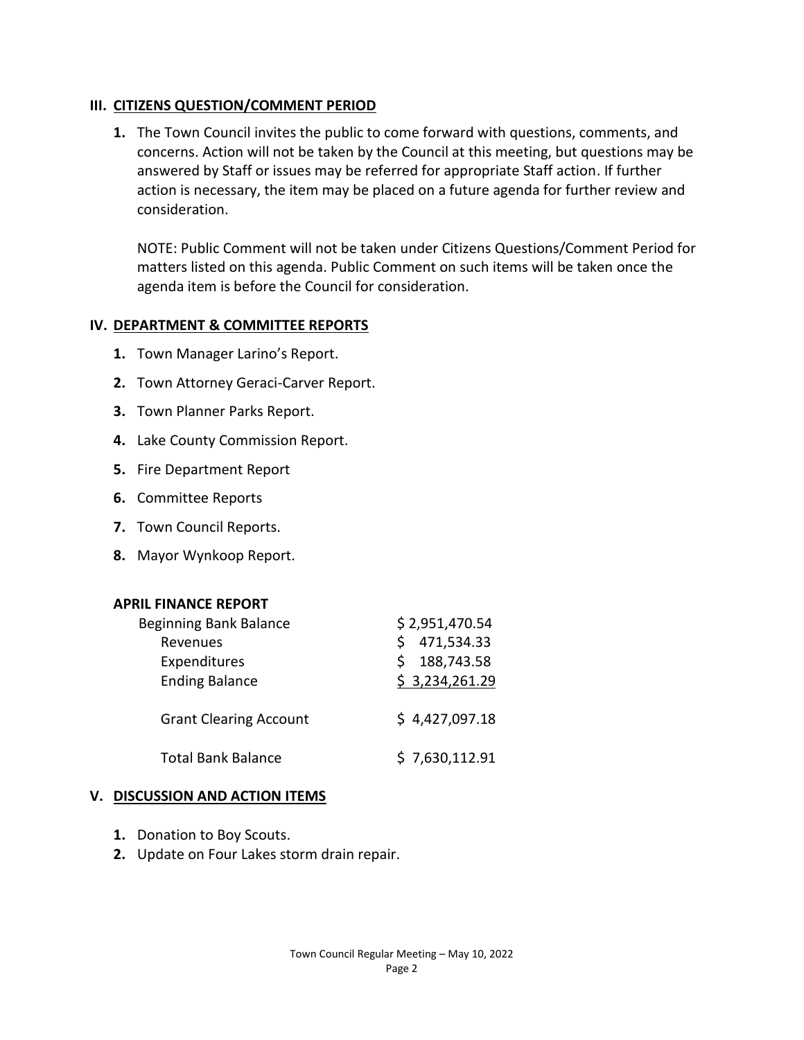## III. CITIZENS QUESTION/COMMENT PERIOD

1. The Town Council invites the public to come forward with questions, comments, and concerns. Action will not be taken by the Council at this meeting, but questions may be answered by Staff or issues may be referred for appropriate Staff action. If further action is necessary, the item may be placed on a future agenda for further review and consideration.

   NOTE: Public Comment will not be taken under Citizens Questions/Comment Period for matters listed on this agenda. Public Comment on such items will be taken once the agenda item is before the Council for consideration.

## IV. DEPARTMENT & COMMITTEE REPORTS

1. Town Manager Larino's Report.
2. Town Attorney Geraci-Carver Report.
3. Town Planner Parks Report.
4. Lake County Commission Report.
5. Fire Department Report
6. Committee Reports
7. Town Council Reports.
8. Mayor Wynkoop Report.

**APRIL FINANCE REPORT**

| | |
|---|---|
| Beginning Bank Balance | $ 2,951,470.54 |
| Revenues | $ 471,534.33 |
| Expenditures | $ 188,743.58 |
| Ending Balance | $ 3,234,261.29 |
| Grant Clearing Account | $ 4,427,097.18 |
| Total Bank Balance | $ 7,630,112.91 |

## V. DISCUSSION AND ACTION ITEMS

1. Donation to Boy Scouts.
2. Update on Four Lakes storm drain repair.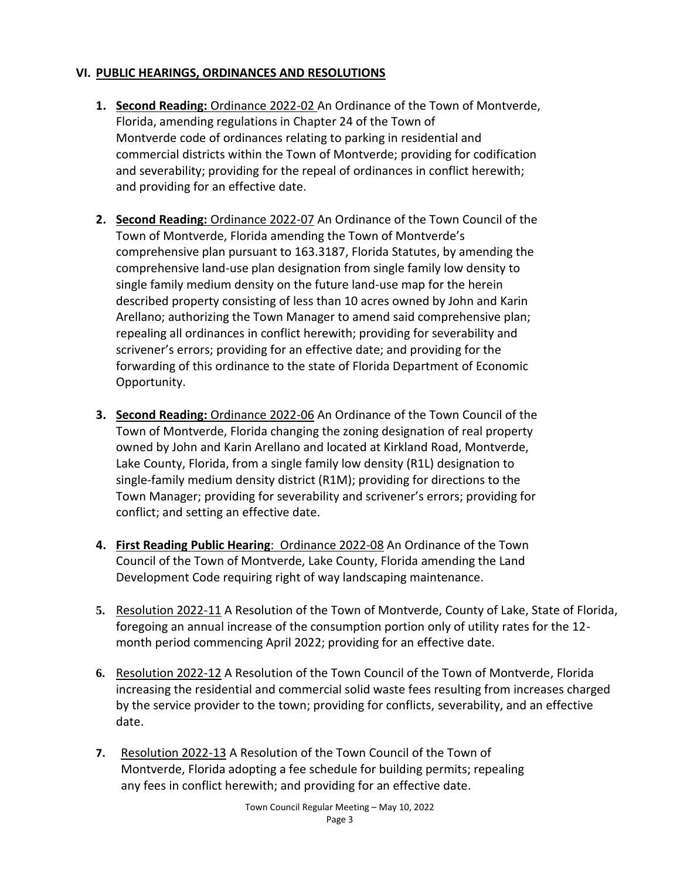## VI. PUBLIC HEARINGS, ORDINANCES AND RESOLUTIONS

1. **Second Reading:** Ordinance 2022-02 An Ordinance of the Town of Montverde, Florida, amending regulations in Chapter 24 of the Town of Montverde code of ordinances relating to parking in residential and commercial districts within the Town of Montverde; providing for codification and severability; providing for the repeal of ordinances in conflict herewith; and providing for an effective date.

2. **Second Reading:** Ordinance 2022-07 An Ordinance of the Town Council of the Town of Montverde, Florida amending the Town of Montverde's comprehensive plan pursuant to 163.3187, Florida Statutes, by amending the comprehensive land-use plan designation from single family low density to single family medium density on the future land-use map for the herein described property consisting of less than 10 acres owned by John and Karin Arellano; authorizing the Town Manager to amend said comprehensive plan; repealing all ordinances in conflict herewith; providing for severability and scrivener's errors; providing for an effective date; and providing for the forwarding of this ordinance to the state of Florida Department of Economic Opportunity.

3. **Second Reading:** Ordinance 2022-06 An Ordinance of the Town Council of the Town of Montverde, Florida changing the zoning designation of real property owned by John and Karin Arellano and located at Kirkland Road, Montverde, Lake County, Florida, from a single family low density (R1L) designation to single-family medium density district (R1M); providing for directions to the Town Manager; providing for severability and scrivener's errors; providing for conflict; and setting an effective date.

4. **First Reading Public Hearing**: Ordinance 2022-08 An Ordinance of the Town Council of the Town of Montverde, Lake County, Florida amending the Land Development Code requiring right of way landscaping maintenance.

5. Resolution 2022-11 A Resolution of the Town of Montverde, County of Lake, State of Florida, foregoing an annual increase of the consumption portion only of utility rates for the 12-month period commencing April 2022; providing for an effective date.

6. Resolution 2022-12 A Resolution of the Town Council of the Town of Montverde, Florida increasing the residential and commercial solid waste fees resulting from increases charged by the service provider to the town; providing for conflicts, severability, and an effective date.

7. Resolution 2022-13 A Resolution of the Town Council of the Town of Montverde, Florida adopting a fee schedule for building permits; repealing any fees in conflict herewith; and providing for an effective date.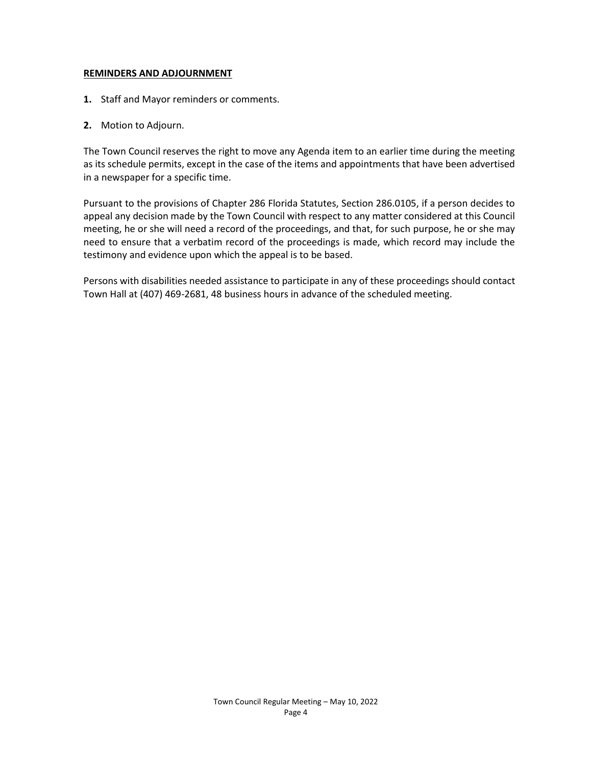**REMINDERS AND ADJOURNMENT**

1. Staff and Mayor reminders or comments.

2. Motion to Adjourn.

The Town Council reserves the right to move any Agenda item to an earlier time during the meeting as its schedule permits, except in the case of the items and appointments that have been advertised in a newspaper for a specific time.

Pursuant to the provisions of Chapter 286 Florida Statutes, Section 286.0105, if a person decides to appeal any decision made by the Town Council with respect to any matter considered at this Council meeting, he or she will need a record of the proceedings, and that, for such purpose, he or she may need to ensure that a verbatim record of the proceedings is made, which record may include the testimony and evidence upon which the appeal is to be based.

Persons with disabilities needed assistance to participate in any of these proceedings should contact Town Hall at (407) 469-2681, 48 business hours in advance of the scheduled meeting.